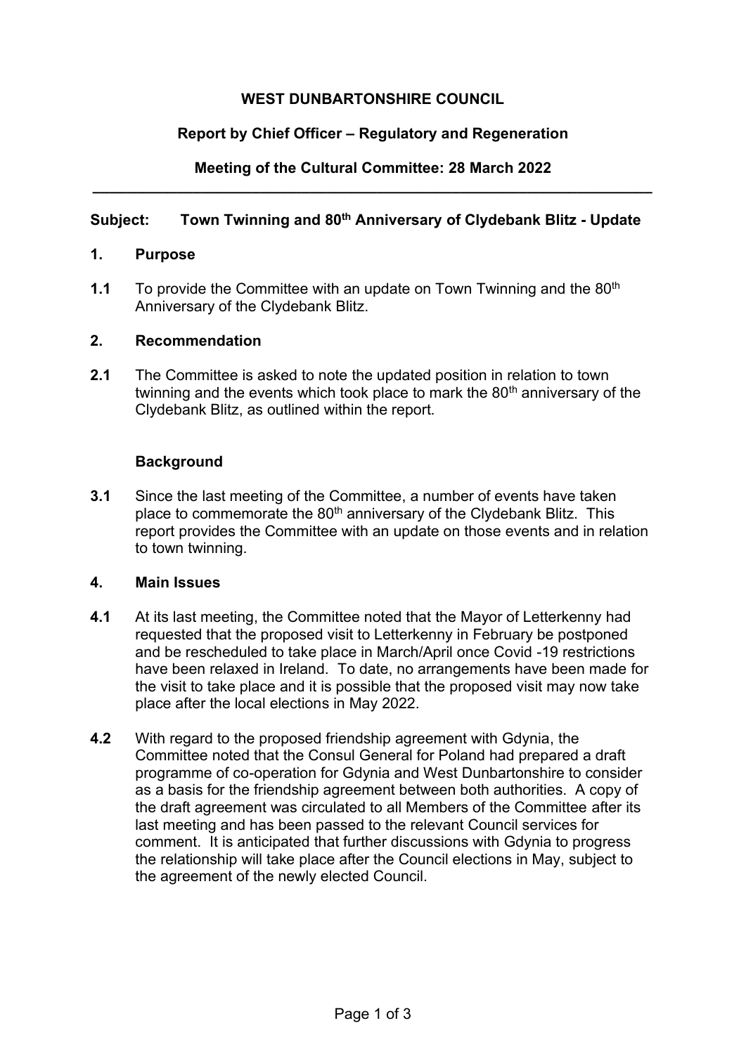**WEST DUNBARTONSHIRE COUNCIL**

**Report by Chief Officer – Regulatory and Regeneration**

**Meeting of the Cultural Committee: 28 March 2022**

---

**Subject: Town Twinning and 80th Anniversary of Clydebank Blitz - Update**

## 1. Purpose

**1.1** To provide the Committee with an update on Town Twinning and the 80th Anniversary of the Clydebank Blitz.

## 2. Recommendation

**2.1** The Committee is asked to note the updated position in relation to town twinning and the events which took place to mark the 80th anniversary of the Clydebank Blitz, as outlined within the report.

## Background

**3.1** Since the last meeting of the Committee, a number of events have taken place to commemorate the 80th anniversary of the Clydebank Blitz. This report provides the Committee with an update on those events and in relation to town twinning.

## 4. Main Issues

**4.1** At its last meeting, the Committee noted that the Mayor of Letterkenny had requested that the proposed visit to Letterkenny in February be postponed and be rescheduled to take place in March/April once Covid -19 restrictions have been relaxed in Ireland. To date, no arrangements have been made for the visit to take place and it is possible that the proposed visit may now take place after the local elections in May 2022.

**4.2** With regard to the proposed friendship agreement with Gdynia, the Committee noted that the Consul General for Poland had prepared a draft programme of co-operation for Gdynia and West Dunbartonshire to consider as a basis for the friendship agreement between both authorities. A copy of the draft agreement was circulated to all Members of the Committee after its last meeting and has been passed to the relevant Council services for comment. It is anticipated that further discussions with Gdynia to progress the relationship will take place after the Council elections in May, subject to the agreement of the newly elected Council.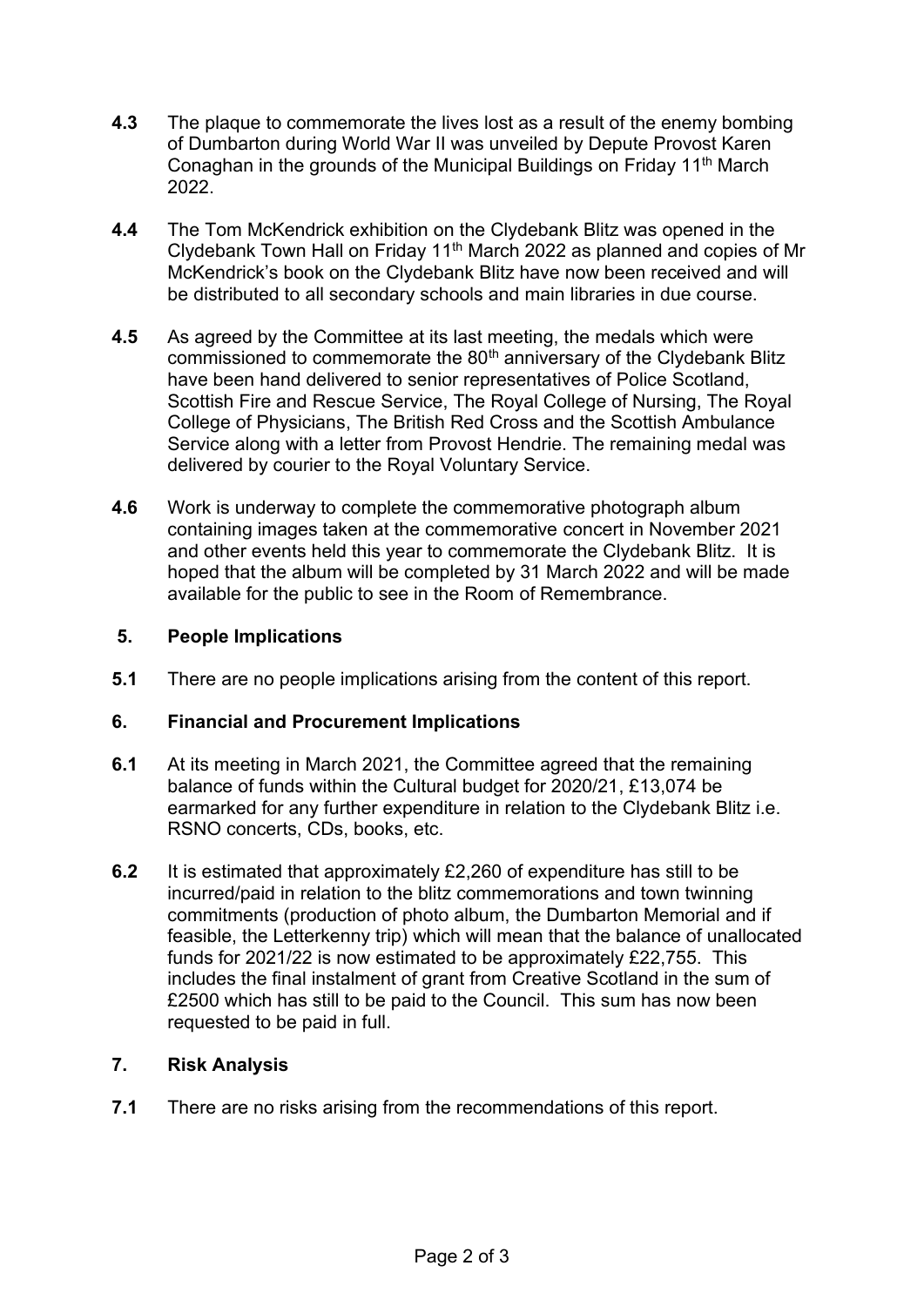**4.3** The plaque to commemorate the lives lost as a result of the enemy bombing of Dumbarton during World War II was unveiled by Depute Provost Karen Conaghan in the grounds of the Municipal Buildings on Friday 11th March 2022.

**4.4** The Tom McKendrick exhibition on the Clydebank Blitz was opened in the Clydebank Town Hall on Friday 11th March 2022 as planned and copies of Mr McKendrick's book on the Clydebank Blitz have now been received and will be distributed to all secondary schools and main libraries in due course.

**4.5** As agreed by the Committee at its last meeting, the medals which were commissioned to commemorate the 80th anniversary of the Clydebank Blitz have been hand delivered to senior representatives of Police Scotland, Scottish Fire and Rescue Service, The Royal College of Nursing, The Royal College of Physicians, The British Red Cross and the Scottish Ambulance Service along with a letter from Provost Hendrie. The remaining medal was delivered by courier to the Royal Voluntary Service.

**4.6** Work is underway to complete the commemorative photograph album containing images taken at the commemorative concert in November 2021 and other events held this year to commemorate the Clydebank Blitz. It is hoped that the album will be completed by 31 March 2022 and will be made available for the public to see in the Room of Remembrance.

## 5. People Implications

**5.1** There are no people implications arising from the content of this report.

## 6. Financial and Procurement Implications

**6.1** At its meeting in March 2021, the Committee agreed that the remaining balance of funds within the Cultural budget for 2020/21, £13,074 be earmarked for any further expenditure in relation to the Clydebank Blitz i.e. RSNO concerts, CDs, books, etc.

**6.2** It is estimated that approximately £2,260 of expenditure has still to be incurred/paid in relation to the blitz commemorations and town twinning commitments (production of photo album, the Dumbarton Memorial and if feasible, the Letterkenny trip) which will mean that the balance of unallocated funds for 2021/22 is now estimated to be approximately £22,755. This includes the final instalment of grant from Creative Scotland in the sum of £2500 which has still to be paid to the Council. This sum has now been requested to be paid in full.

## 7. Risk Analysis

**7.1** There are no risks arising from the recommendations of this report.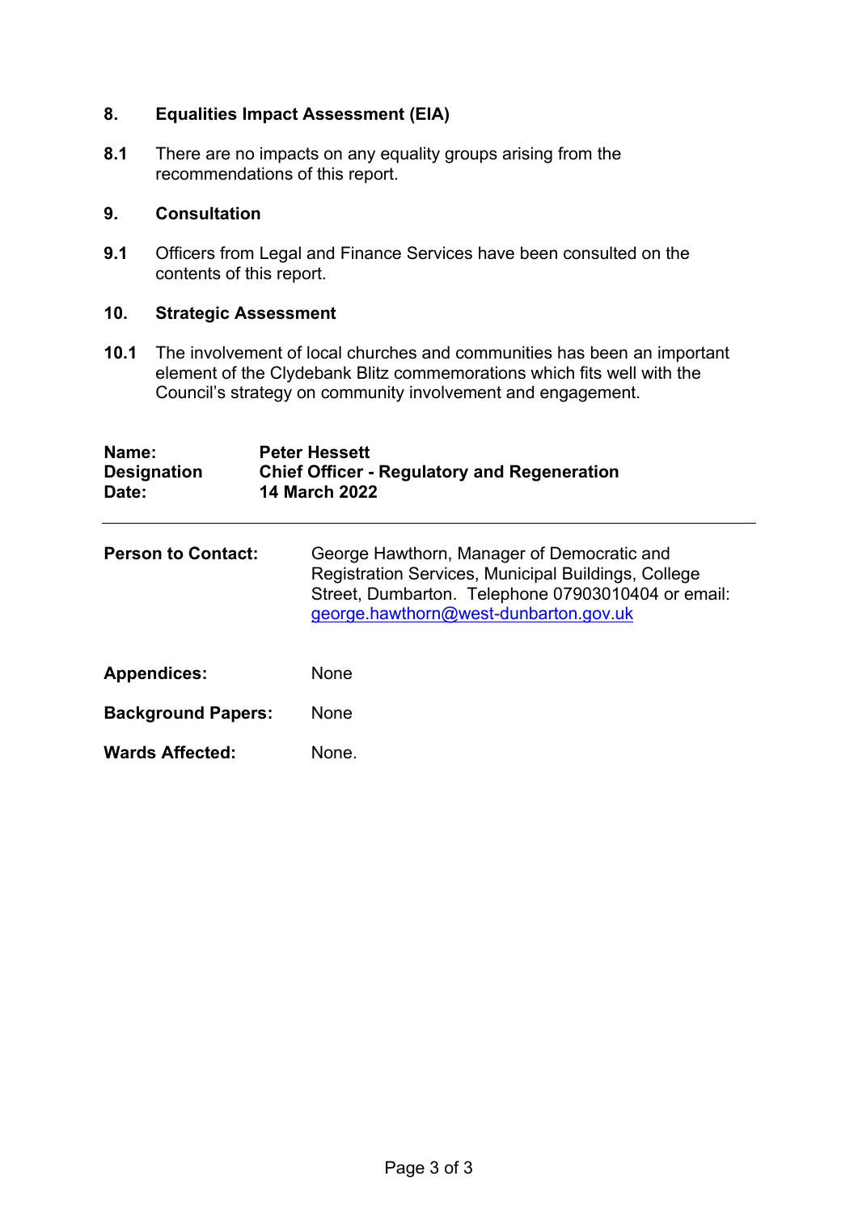## 8. Equalities Impact Assessment (EIA)

**8.1** There are no impacts on any equality groups arising from the recommendations of this report.

## 9. Consultation

**9.1** Officers from Legal and Finance Services have been consulted on the contents of this report.

## 10. Strategic Assessment

**10.1** The involvement of local churches and communities has been an important element of the Clydebank Blitz commemorations which fits well with the Council's strategy on community involvement and engagement.

| | |
|---|---|
| **Name:** | **Peter Hessett** |
| **Designation** | **Chief Officer - Regulatory and Regeneration** |
| **Date:** | **14 March 2022** |

---

| | |
|---|---|
| **Person to Contact:** | George Hawthorn, Manager of Democratic and Registration Services, Municipal Buildings, College Street, Dumbarton. Telephone 07903010404 or email: george.hawthorn@west-dunbarton.gov.uk |
| **Appendices:** | None |
| **Background Papers:** | None |
| **Wards Affected:** | None. |